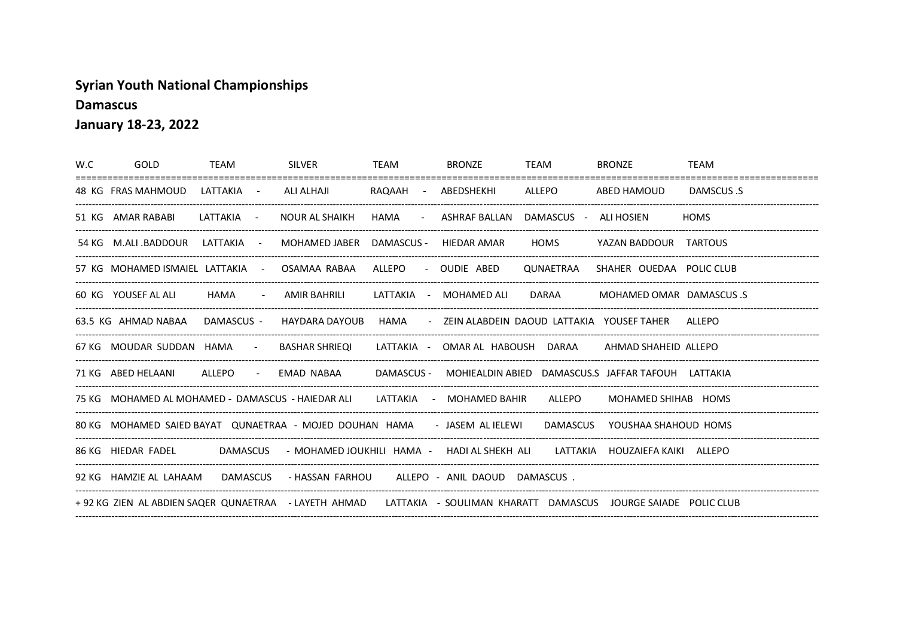**Syrian Youth National Championships**

**Damascus**

**January 18-23, 2022**

| W.C | GOLD | TEAM | SILVER | TEAM | BRONZE | TEAM | BRONZE | TEAM |
|---|---|---|---|---|---|---|---|---|
| 48 KG | FRAS MAHMOUD | LATTAKIA - | ALI ALHAJI | RAQAAH - | ABEDSHEKHI | ALLEPO | ABED HAMOUD | DAMSCUS .S |
| 51 KG | AMAR RABABI | LATTAKIA - | NOUR AL SHAIKH | HAMA - | ASHRAF BALLAN | DAMASCUS - | ALI HOSIEN | HOMS |
| 54 KG | M.ALI .BADDOUR | LATTAKIA - | MOHAMED JABER | DAMASCUS - | HIEDAR AMAR | HOMS | YAZAN BADDOUR | TARTOUS |
| 57 KG | MOHAMED ISMAIEL | LATTAKIA - | OSAMAA RABAA | ALLEPO - | OUDIE ABED | QUNAETRAA | SHAHER OUEDAA | POLIC CLUB |
| 60 KG | YOUSEF AL ALI | HAMA - | AMIR BAHRILI | LATTAKIA - | MOHAMED ALI | DARAA | MOHAMED OMAR | DAMASCUS .S |
| 63.5 KG | AHMAD NABAA | DAMASCUS - | HAYDARA DAYOUB | HAMA - | ZEIN ALABDEIN DAOUD | LATTAKIA | YOUSEF TAHER | ALLEPO |
| 67 KG | MOUDAR SUDDAN | HAMA - | BASHAR SHRIEQI | LATTAKIA - | OMAR AL HABOUSH | DARAA | AHMAD SHAHEID | ALLEPO |
| 71 KG | ABED HELAANI | ALLEPO - | EMAD NABAA | DAMASCUS - | MOHIEALDIN ABIED | DAMASCUS.S | JAFFAR TAFOUH | LATTAKIA |
| 75 KG | MOHAMED AL MOHAMED | - DAMASCUS | - HAIEDAR ALI | LATTAKIA - | MOHAMED BAHIR | ALLEPO | MOHAMED SHIHAB | HOMS |
| 80 KG | MOHAMED SAIED BAYAT | QUNAETRAA | - MOJED DOUHAN | HAMA | - JASEM AL IELEWI | DAMASCUS | YOUSHAA SHAHOUD | HOMS |
| 86 KG | HIEDAR FADEL | DAMASCUS | - MOHAMED JOUKHILI | HAMA - | HADI AL SHEKH ALI | LATTAKIA | HOUZAIEFA KAIKI | ALLEPO |
| 92 KG | HAMZIE AL LAHAAM | DAMASCUS | - HASSAN FARHOU | ALLEPO - | ANIL DAOUD | DAMASCUS . | | |
| + 92 KG | ZIEN AL ABDIEN SAQER | QUNAETRAA | - LAYETH AHMAD | LATTAKIA | - SOULIMAN KHARATT | DAMASCUS | JOURGE SAIADE | POLIC CLUB |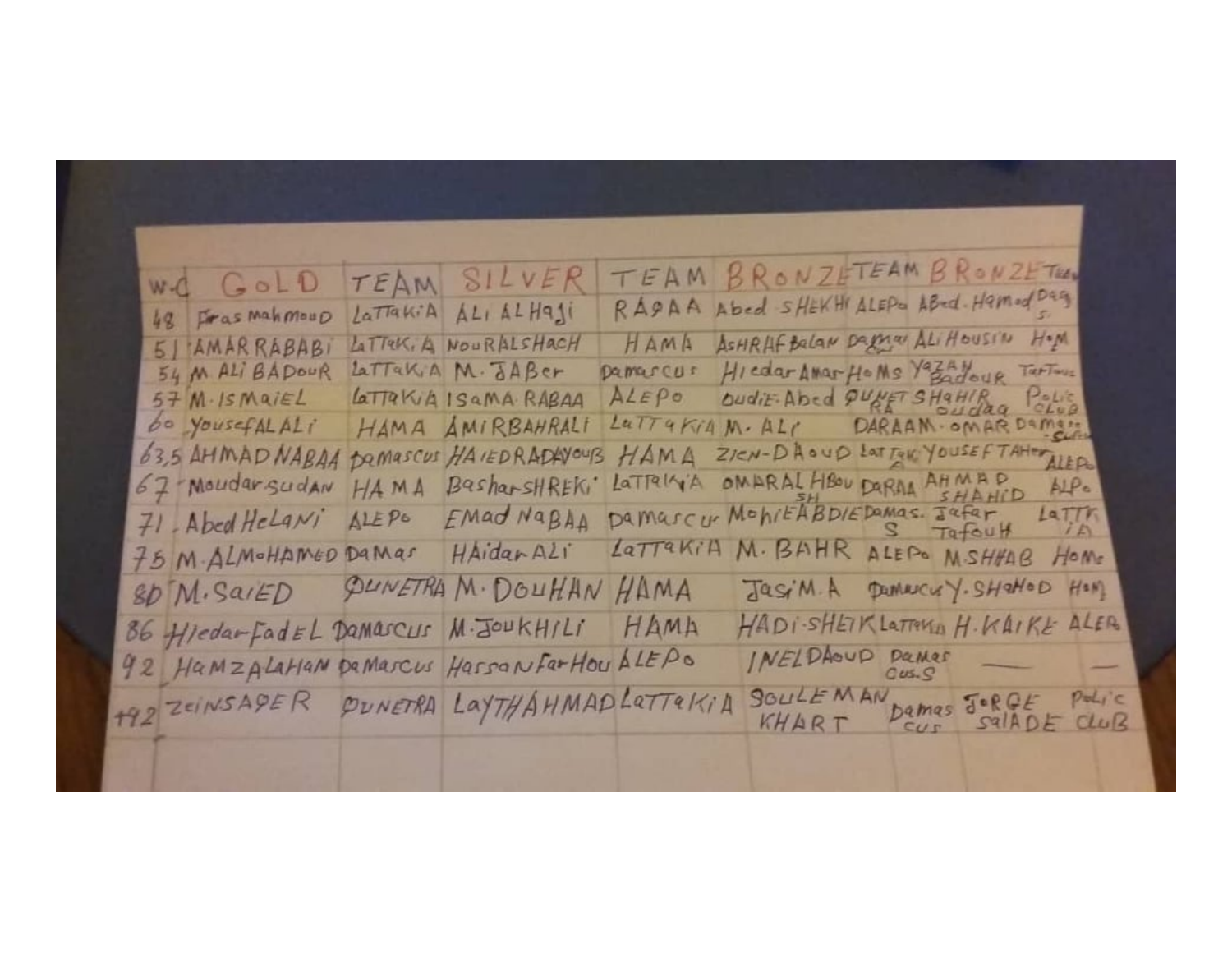| W.C | GOLD | TEAM | SILVER | TEAM | BRONZE | TEAM | BRONZE | TEAM |
|---|---|---|---|---|---|---|---|---|
| 48 | Firas Mahmoud | LaTTaKiA | ALi ALHaji | RAQAA | Abed SHEKHI | ALEPo | ABed Hamed | DaraaS |
| 51 | AMAR RABABI | LaTTaKiA | NOURALSHACH | HAMA | ASHRAF Balan | Damascus | ALi HOUSIN | HoM |
| 54 | M.ALi BADouR | LaTTaKiA | M. JABer | Damascus | Hiedar Amar | HoMS | YAZAN Badour | TarTous |
| 57 | M.ISMaiEL | LaTTaKiA | ISaMA RABAA | ALEPO | Oudie Abed | QUNETRA | SHaHIR Oudaa | Polic CLUB |
| 60 | YousefALALi | HAMA | AMIRBAHRALI | LaTTaKiA | M. ALi | DARAA | M. OMAR | Damascus |
| 63,5 | AHMADNABAA | Damascus | HAIEDRADAYOUB | HAMA | ZIEN-DAOUD | LaTTaKiA | YOUSEF TAHer | ALEPo |
| 67 | Moudar sudan | HAMA | BasharSHREKi | LaTTaKiA | OMARAL HBousH | DaRAA | AHMAD SHAHID | ALPo |
| 71 | Abed HeLaNi | ALEPo | EMad NaBAA | Damascus | MohiEABDIE | Damascus | Jafar Tafouh | LaTTKiA |
| 75 | M.ALMoHAMED | DaMas | HAidar ALi | LaTTaKiA | M. BAHR | ALEPo | M.SHHAB | HoMs |
| 80 | M.SaiED | QUNETRA | M. DOUHAN | HAMA | JasiM.A | Damascus | Y.SHaHoD | HoM |
| 86 | Hiedar Fadel | Damascus | M.JouKHILi | HAMA | HADi SHEIK | LaTTaKiA | H.KAIKE | ALEP |
| 92 | HamZALaHan | Damascus | HassanFarHou | ALEPo | INELDAoUD | Damascus | — | — |
| +92 | ZeinSAQER | QUNETRA | LaYTHAHMAD | LaTTaKiA | SOULEMAN KHART | Damascus | JoRGE SalADE | Polic CLuB |